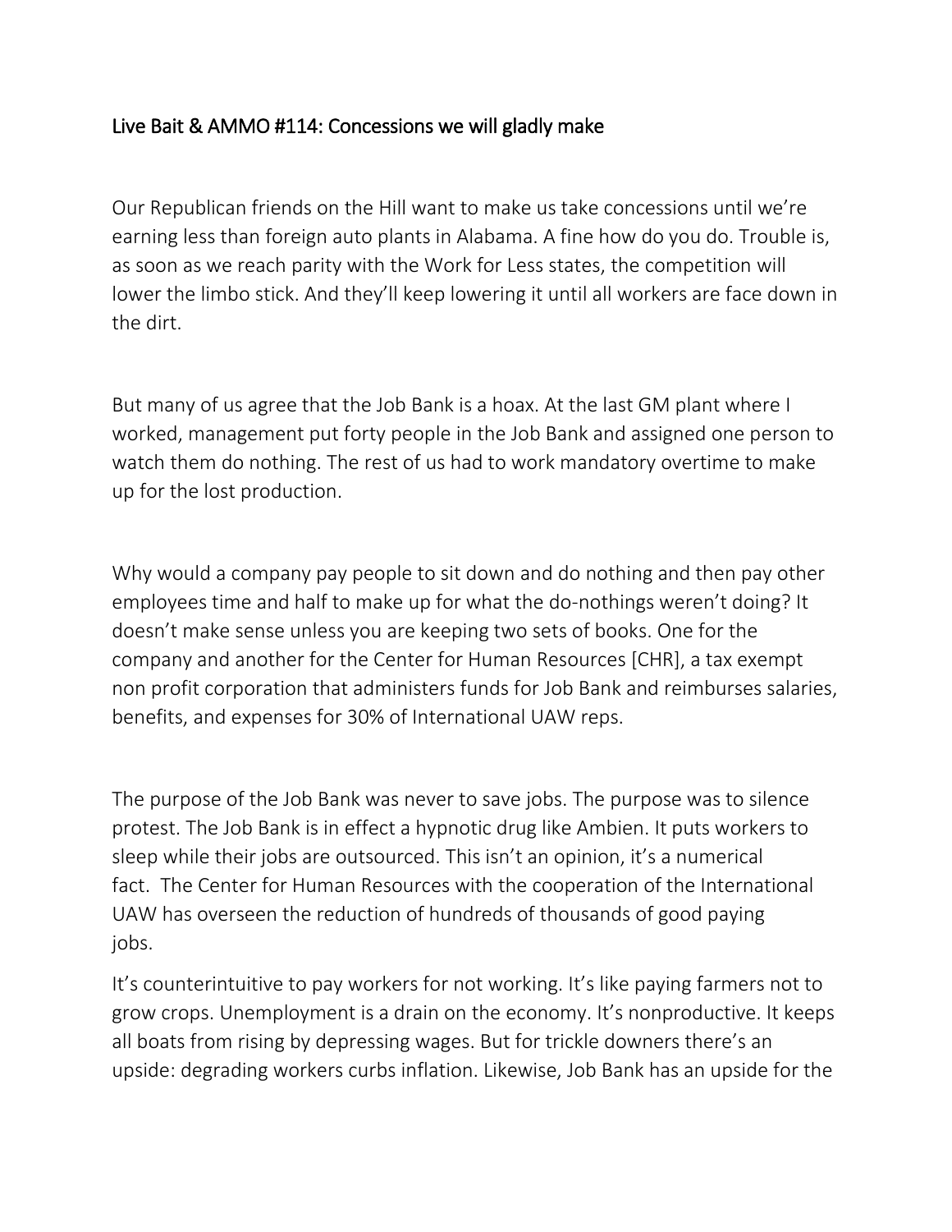# Live Bait & AMMO #114: Concessions we will gladly make

Our Republican friends on the Hill want to make us take concessions until we're earning less than foreign auto plants in Alabama. A fine how do you do. Trouble is, as soon as we reach parity with the Work for Less states, the competition will lower the limbo stick. And they'll keep lowering it until all workers are face down in the dirt.

But many of us agree that the Job Bank is a hoax. At the last GM plant where I worked, management put forty people in the Job Bank and assigned one person to watch them do nothing. The rest of us had to work mandatory overtime to make up for the lost production.

Why would a company pay people to sit down and do nothing and then pay other employees time and half to make up for what the do-nothings weren't doing? It doesn't make sense unless you are keeping two sets of books. One for the company and another for the Center for Human Resources [CHR], a tax exempt non profit corporation that administers funds for Job Bank and reimburses salaries, benefits, and expenses for 30% of International UAW reps.

The purpose of the Job Bank was never to save jobs. The purpose was to silence protest. The Job Bank is in effect a hypnotic drug like Ambien. It puts workers to sleep while their jobs are outsourced. This isn't an opinion, it's a numerical fact. The Center for Human Resources with the cooperation of the International UAW has overseen the reduction of hundreds of thousands of good paying jobs.

It's counterintuitive to pay workers for not working. It's like paying farmers not to grow crops. Unemployment is a drain on the economy. It's nonproductive. It keeps all boats from rising by depressing wages. But for trickle downers there's an upside: degrading workers curbs inflation. Likewise, Job Bank has an upside for the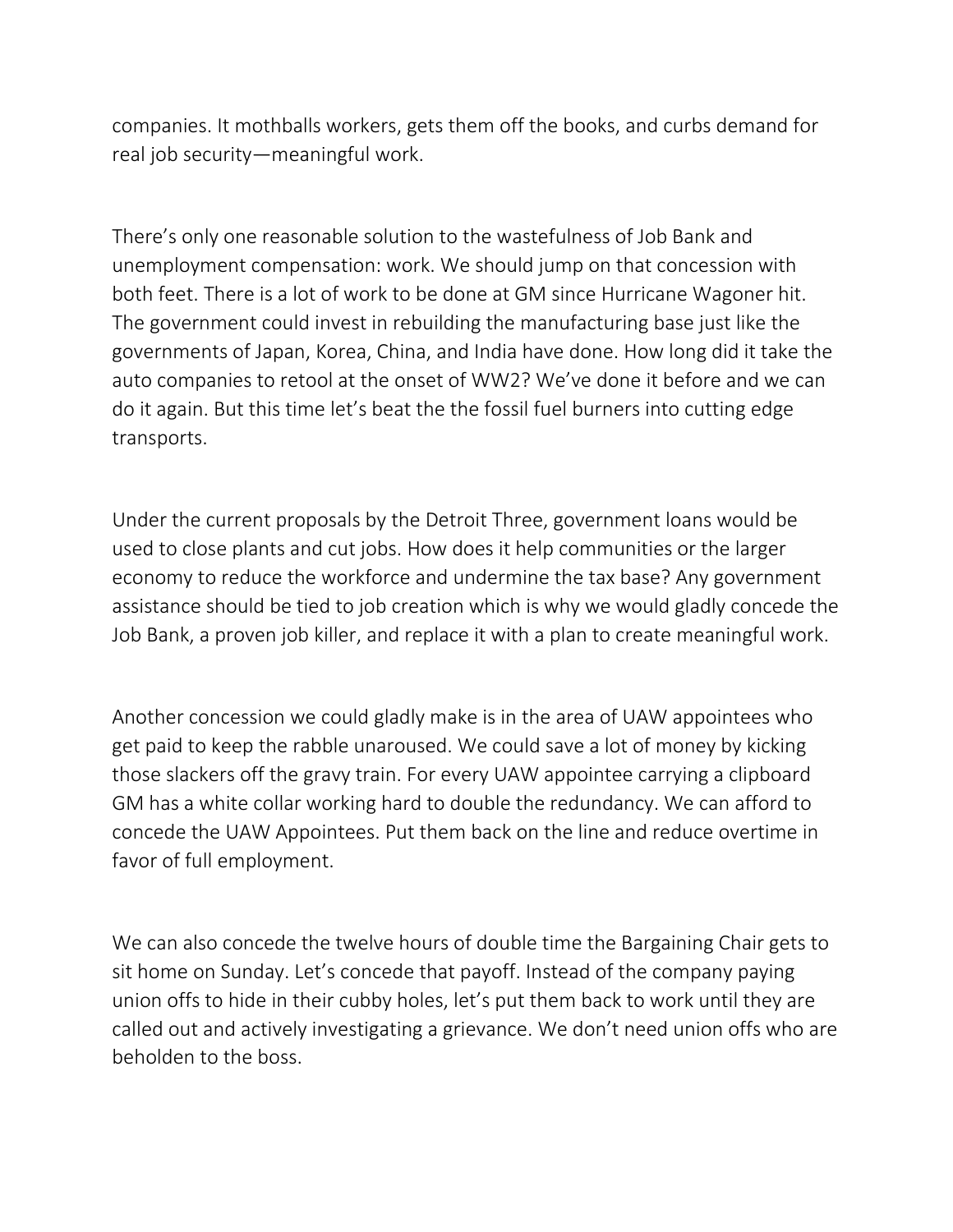companies. It mothballs workers, gets them off the books, and curbs demand for real job security—meaningful work.

There's only one reasonable solution to the wastefulness of Job Bank and unemployment compensation: work. We should jump on that concession with both feet. There is a lot of work to be done at GM since Hurricane Wagoner hit. The government could invest in rebuilding the manufacturing base just like the governments of Japan, Korea, China, and India have done. How long did it take the auto companies to retool at the onset of WW2? We've done it before and we can do it again. But this time let's beat the the fossil fuel burners into cutting edge transports.

Under the current proposals by the Detroit Three, government loans would be used to close plants and cut jobs. How does it help communities or the larger economy to reduce the workforce and undermine the tax base? Any government assistance should be tied to job creation which is why we would gladly concede the Job Bank, a proven job killer, and replace it with a plan to create meaningful work.

Another concession we could gladly make is in the area of UAW appointees who get paid to keep the rabble unaroused. We could save a lot of money by kicking those slackers off the gravy train. For every UAW appointee carrying a clipboard GM has a white collar working hard to double the redundancy. We can afford to concede the UAW Appointees. Put them back on the line and reduce overtime in favor of full employment.

We can also concede the twelve hours of double time the Bargaining Chair gets to sit home on Sunday. Let's concede that payoff. Instead of the company paying union offs to hide in their cubby holes, let's put them back to work until they are called out and actively investigating a grievance. We don't need union offs who are beholden to the boss.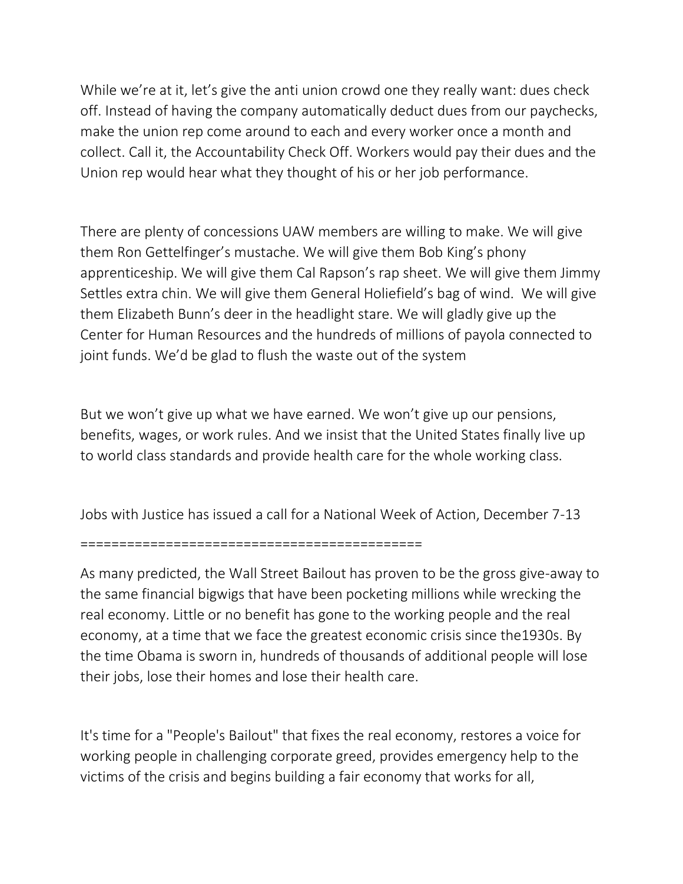While we're at it, let's give the anti union crowd one they really want: dues check off. Instead of having the company automatically deduct dues from our paychecks, make the union rep come around to each and every worker once a month and collect. Call it, the Accountability Check Off. Workers would pay their dues and the Union rep would hear what they thought of his or her job performance.

There are plenty of concessions UAW members are willing to make. We will give them Ron Gettelfinger's mustache. We will give them Bob King's phony apprenticeship. We will give them Cal Rapson's rap sheet. We will give them Jimmy Settles extra chin. We will give them General Holiefield's bag of wind. We will give them Elizabeth Bunn's deer in the headlight stare. We will gladly give up the Center for Human Resources and the hundreds of millions of payola connected to joint funds. We'd be glad to flush the waste out of the system

But we won't give up what we have earned. We won't give up our pensions, benefits, wages, or work rules. And we insist that the United States finally live up to world class standards and provide health care for the whole working class.

Jobs with Justice has issued a call for a National Week of Action, December 7-13

============================================

As many predicted, the Wall Street Bailout has proven to be the gross give-away to the same financial bigwigs that have been pocketing millions while wrecking the real economy. Little or no benefit has gone to the working people and the real economy, at a time that we face the greatest economic crisis since the1930s. By the time Obama is sworn in, hundreds of thousands of additional people will lose their jobs, lose their homes and lose their health care.

It's time for a "People's Bailout" that fixes the real economy, restores a voice for working people in challenging corporate greed, provides emergency help to the victims of the crisis and begins building a fair economy that works for all,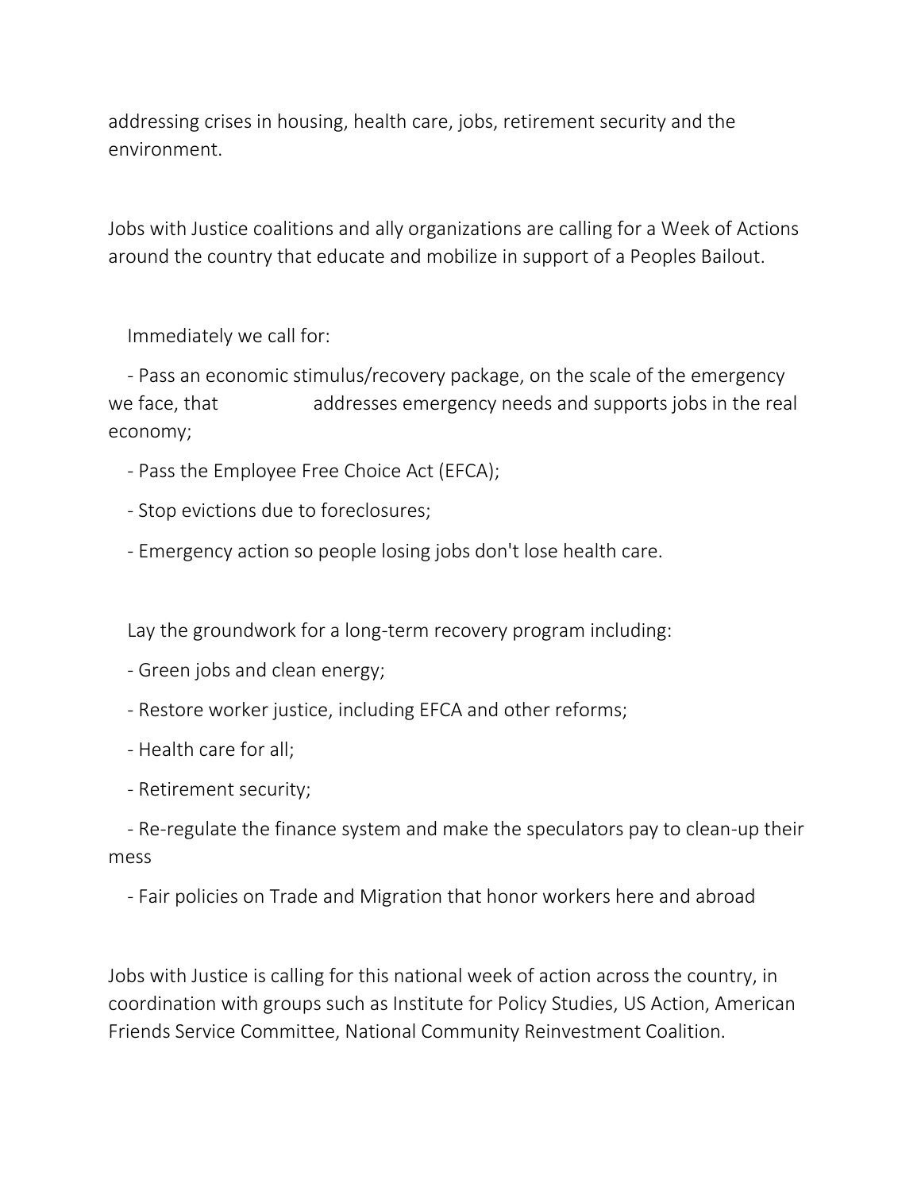addressing crises in housing, health care, jobs, retirement security and the environment.

Jobs with Justice coalitions and ally organizations are calling for a Week of Actions around the country that educate and mobilize in support of a Peoples Bailout.

Immediately we call for:

- Pass an economic stimulus/recovery package, on the scale of the emergency we face, that addresses emergency needs and supports jobs in the real economy;
- Pass the Employee Free Choice Act (EFCA);
- Stop evictions due to foreclosures;
- Emergency action so people losing jobs don't lose health care.

Lay the groundwork for a long-term recovery program including:

- Green jobs and clean energy;
- Restore worker justice, including EFCA and other reforms;
- Health care for all;
- Retirement security;
- Re-regulate the finance system and make the speculators pay to clean-up their mess
- Fair policies on Trade and Migration that honor workers here and abroad

Jobs with Justice is calling for this national week of action across the country, in coordination with groups such as Institute for Policy Studies, US Action, American Friends Service Committee, National Community Reinvestment Coalition.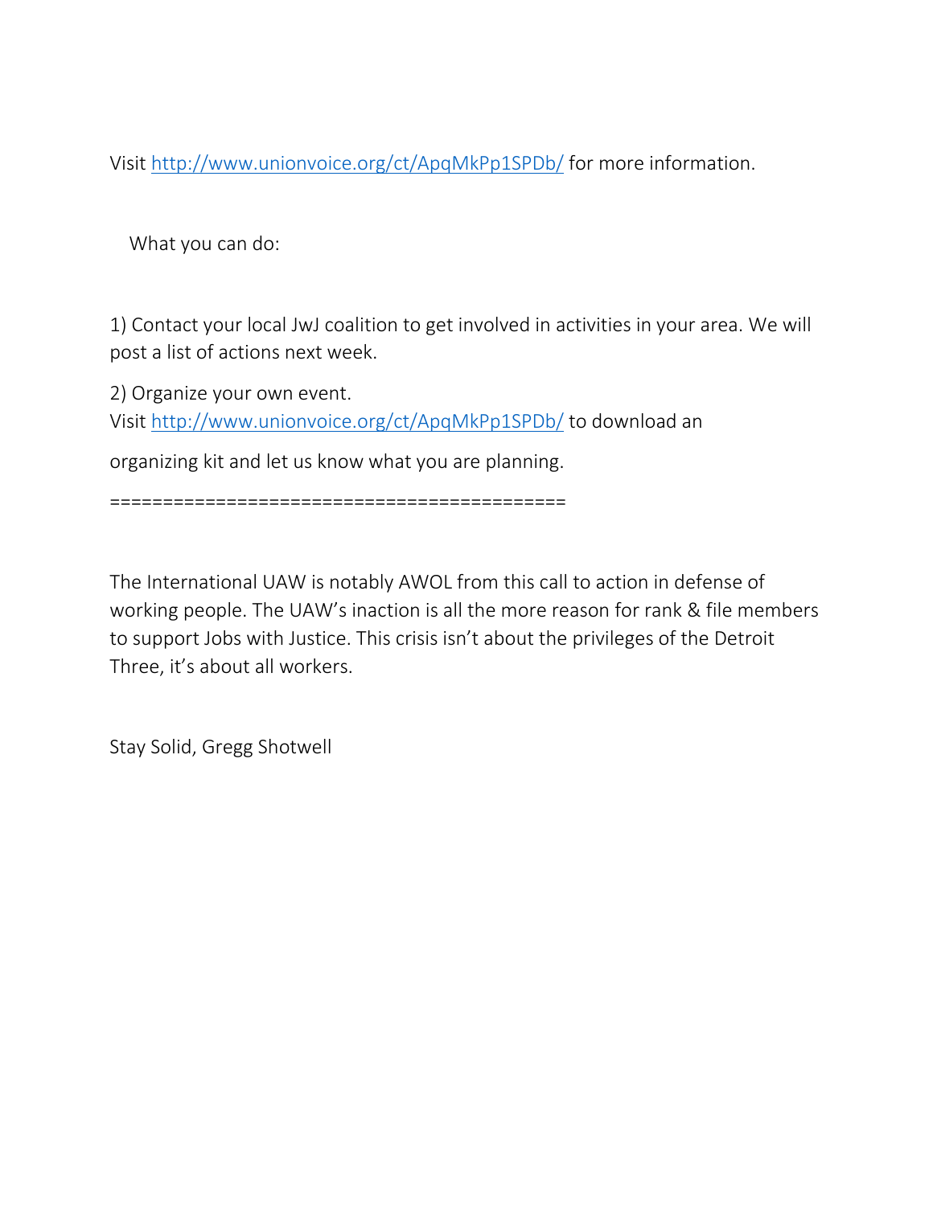Visit http://www.unionvoice.org/ct/ApqMkPp1SPDb/ for more information.

What you can do:

1) Contact your local JwJ coalition to get involved in activities in your area. We will post a list of actions next week.

2) Organize your own event.
Visit http://www.unionvoice.org/ct/ApqMkPp1SPDb/ to download an

organizing kit and let us know what you are planning.

==========================================

The International UAW is notably AWOL from this call to action in defense of working people. The UAW's inaction is all the more reason for rank & file members to support Jobs with Justice. This crisis isn't about the privileges of the Detroit Three, it's about all workers.

Stay Solid, Gregg Shotwell